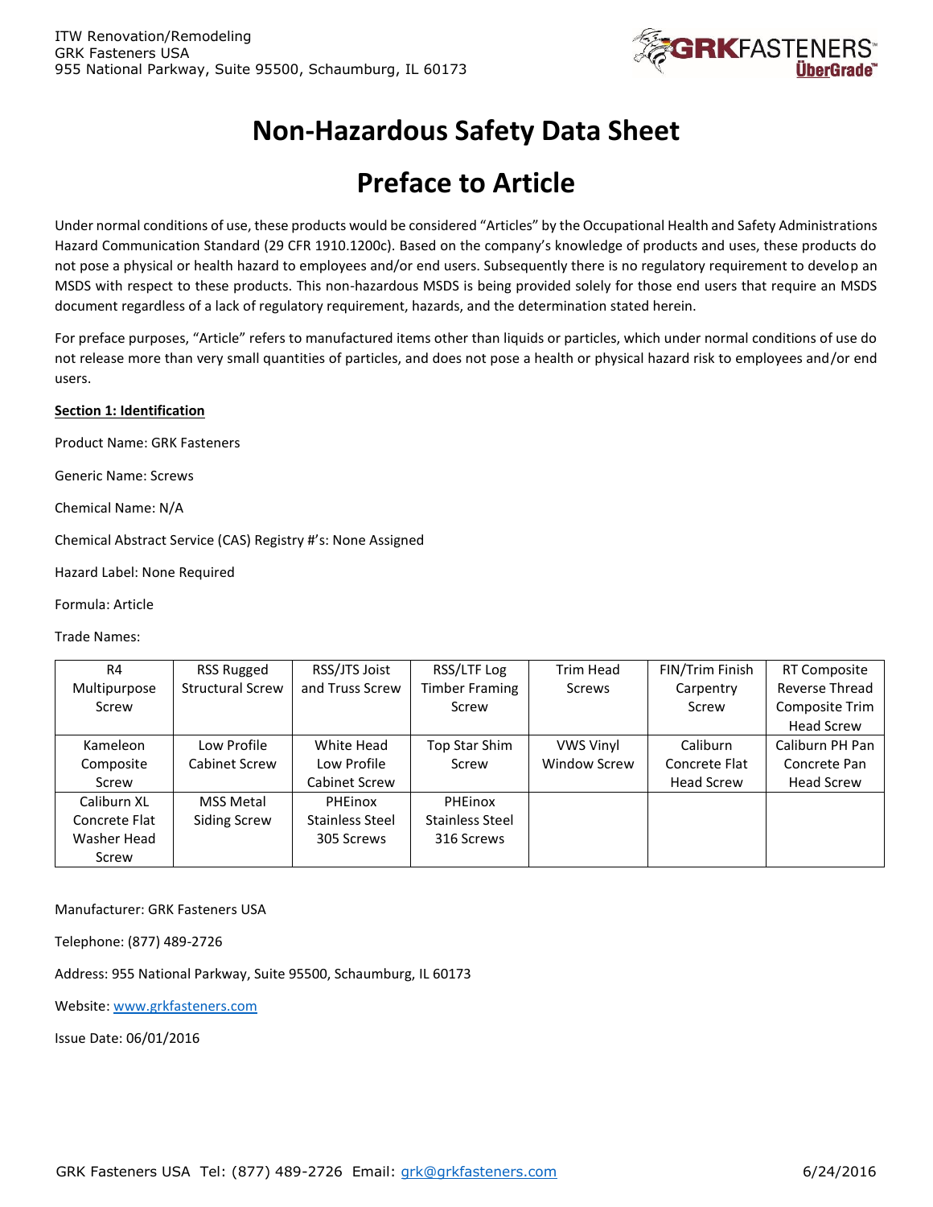ITW Renovation/Remodeling
GRK Fasteners USA
955 National Parkway, Suite 95500, Schaumburg, IL 60173

# Non-Hazardous Safety Data Sheet

# Preface to Article

Under normal conditions of use, these products would be considered "Articles" by the Occupational Health and Safety Administrations Hazard Communication Standard (29 CFR 1910.1200c). Based on the company's knowledge of products and uses, these products do not pose a physical or health hazard to employees and/or end users. Subsequently there is no regulatory requirement to develop an MSDS with respect to these products. This non-hazardous MSDS is being provided solely for those end users that require an MSDS document regardless of a lack of regulatory requirement, hazards, and the determination stated herein.

For preface purposes, "Article" refers to manufactured items other than liquids or particles, which under normal conditions of use do not release more than very small quantities of particles, and does not pose a health or physical hazard risk to employees and/or end users.

**Section 1: Identification**

Product Name: GRK Fasteners

Generic Name: Screws

Chemical Name: N/A

Chemical Abstract Service (CAS) Registry #'s: None Assigned

Hazard Label: None Required

Formula: Article

Trade Names:

| | | | | | | |
|---|---|---|---|---|---|---|
| R4 Multipurpose Screw | RSS Rugged Structural Screw | RSS/JTS Joist and Truss Screw | RSS/LTF Log Timber Framing Screw | Trim Head Screws | FIN/Trim Finish Carpentry Screw | RT Composite Reverse Thread Composite Trim Head Screw |
| Kameleon Composite Screw | Low Profile Cabinet Screw | White Head Low Profile Cabinet Screw | Top Star Shim Screw | VWS Vinyl Window Screw | Caliburn Concrete Flat Head Screw | Caliburn PH Pan Concrete Pan Head Screw |
| Caliburn XL Concrete Flat Washer Head Screw | MSS Metal Siding Screw | PHEinox Stainless Steel 305 Screws | PHEinox Stainless Steel 316 Screws | | | |

Manufacturer: GRK Fasteners USA

Telephone: (877) 489-2726

Address: 955 National Parkway, Suite 95500, Schaumburg, IL 60173

Website: www.grkfasteners.com

Issue Date: 06/01/2016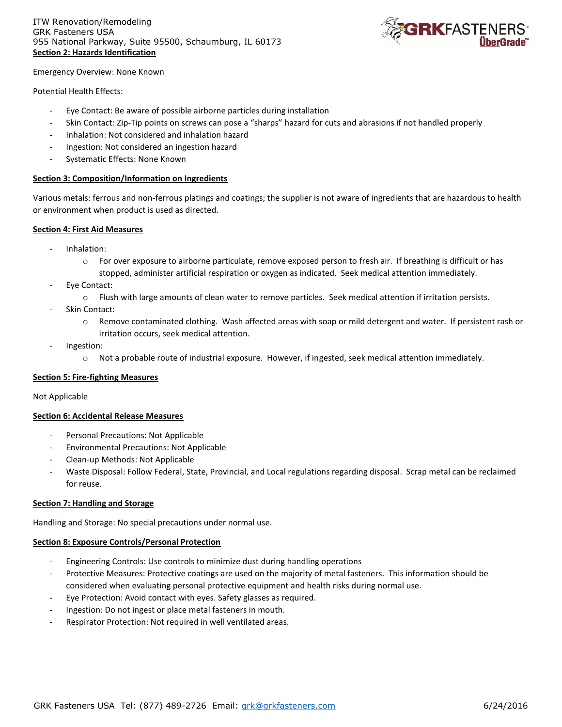## Section 2: Hazards Identification

Emergency Overview: None Known

Potential Health Effects:

- Eye Contact: Be aware of possible airborne particles during installation
- Skin Contact: Zip-Tip points on screws can pose a "sharps" hazard for cuts and abrasions if not handled properly
- Inhalation: Not considered and inhalation hazard
- Ingestion: Not considered an ingestion hazard
- Systematic Effects: None Known

## Section 3: Composition/Information on Ingredients

Various metals: ferrous and non-ferrous platings and coatings; the supplier is not aware of ingredients that are hazardous to health or environment when product is used as directed.

## Section 4: First Aid Measures

- Inhalation:
  - For over exposure to airborne particulate, remove exposed person to fresh air. If breathing is difficult or has stopped, administer artificial respiration or oxygen as indicated. Seek medical attention immediately.
- Eye Contact:
  - Flush with large amounts of clean water to remove particles. Seek medical attention if irritation persists.
- Skin Contact:
  - Remove contaminated clothing. Wash affected areas with soap or mild detergent and water. If persistent rash or irritation occurs, seek medical attention.
- Ingestion:
  - Not a probable route of industrial exposure. However, if ingested, seek medical attention immediately.

## Section 5: Fire-fighting Measures

Not Applicable

## Section 6: Accidental Release Measures

- Personal Precautions: Not Applicable
- Environmental Precautions: Not Applicable
- Clean-up Methods: Not Applicable
- Waste Disposal: Follow Federal, State, Provincial, and Local regulations regarding disposal. Scrap metal can be reclaimed for reuse.

## Section 7: Handling and Storage

Handling and Storage: No special precautions under normal use.

## Section 8: Exposure Controls/Personal Protection

- Engineering Controls: Use controls to minimize dust during handling operations
- Protective Measures: Protective coatings are used on the majority of metal fasteners. This information should be considered when evaluating personal protective equipment and health risks during normal use.
- Eye Protection: Avoid contact with eyes. Safety glasses as required.
- Ingestion: Do not ingest or place metal fasteners in mouth.
- Respirator Protection: Not required in well ventilated areas.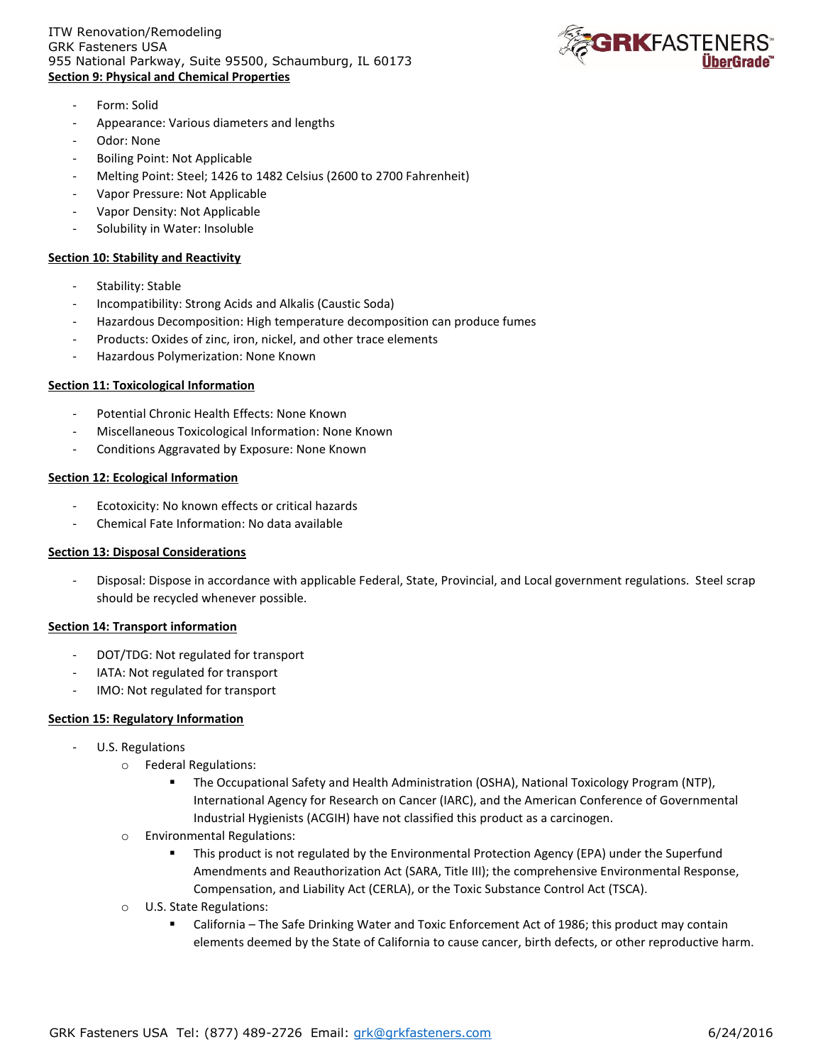## Section 9: Physical and Chemical Properties

- Form: Solid
- Appearance: Various diameters and lengths
- Odor: None
- Boiling Point: Not Applicable
- Melting Point: Steel; 1426 to 1482 Celsius (2600 to 2700 Fahrenheit)
- Vapor Pressure: Not Applicable
- Vapor Density: Not Applicable
- Solubility in Water: Insoluble

## Section 10: Stability and Reactivity

- Stability: Stable
- Incompatibility: Strong Acids and Alkalis (Caustic Soda)
- Hazardous Decomposition: High temperature decomposition can produce fumes
- Products: Oxides of zinc, iron, nickel, and other trace elements
- Hazardous Polymerization: None Known

## Section 11: Toxicological Information

- Potential Chronic Health Effects: None Known
- Miscellaneous Toxicological Information: None Known
- Conditions Aggravated by Exposure: None Known

## Section 12: Ecological Information

- Ecotoxicity: No known effects or critical hazards
- Chemical Fate Information: No data available

## Section 13: Disposal Considerations

- Disposal: Dispose in accordance with applicable Federal, State, Provincial, and Local government regulations. Steel scrap should be recycled whenever possible.

## Section 14: Transport information

- DOT/TDG: Not regulated for transport
- IATA: Not regulated for transport
- IMO: Not regulated for transport

## Section 15: Regulatory Information

- U.S. Regulations
  - Federal Regulations:
    - The Occupational Safety and Health Administration (OSHA), National Toxicology Program (NTP), International Agency for Research on Cancer (IARC), and the American Conference of Governmental Industrial Hygienists (ACGIH) have not classified this product as a carcinogen.
  - Environmental Regulations:
    - This product is not regulated by the Environmental Protection Agency (EPA) under the Superfund Amendments and Reauthorization Act (SARA, Title III); the comprehensive Environmental Response, Compensation, and Liability Act (CERLA), or the Toxic Substance Control Act (TSCA).
  - U.S. State Regulations:
    - California – The Safe Drinking Water and Toxic Enforcement Act of 1986; this product may contain elements deemed by the State of California to cause cancer, birth defects, or other reproductive harm.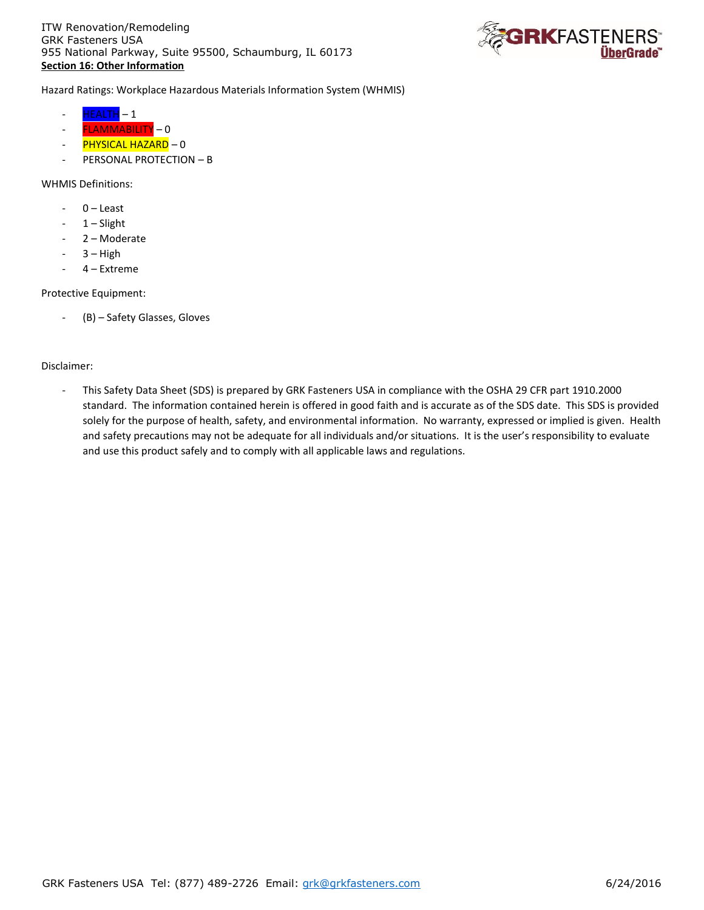ITW Renovation/Remodeling
GRK Fasteners USA
955 National Parkway, Suite 95500, Schaumburg, IL 60173

**Section 16: Other Information**

Hazard Ratings: Workplace Hazardous Materials Information System (WHMIS)

- HEALTH – 1
- FLAMMABILITY – 0
- PHYSICAL HAZARD – 0
- PERSONAL PROTECTION – B

WHMIS Definitions:

- 0 – Least
- 1 – Slight
- 2 – Moderate
- 3 – High
- 4 – Extreme

Protective Equipment:

- (B) – Safety Glasses, Gloves

Disclaimer:

- This Safety Data Sheet (SDS) is prepared by GRK Fasteners USA in compliance with the OSHA 29 CFR part 1910.2000 standard. The information contained herein is offered in good faith and is accurate as of the SDS date. This SDS is provided solely for the purpose of health, safety, and environmental information. No warranty, expressed or implied is given. Health and safety precautions may not be adequate for all individuals and/or situations. It is the user's responsibility to evaluate and use this product safely and to comply with all applicable laws and regulations.